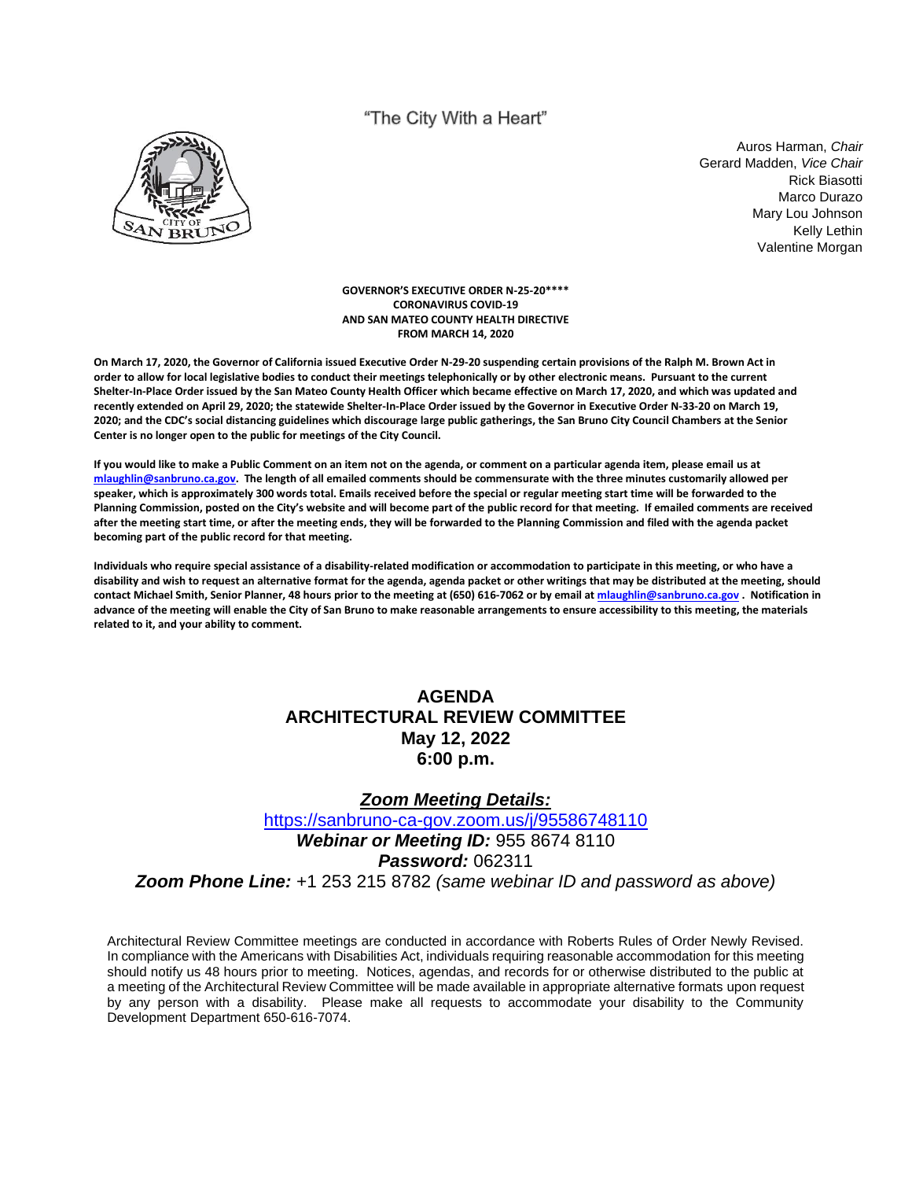"The City With a Heart"

Auros Harman, *Chair*
Gerard Madden, *Vice Chair*
Rick Biasotti
Marco Durazo
Mary Lou Johnson
Kelly Lethin
Valentine Morgan

**GOVERNOR'S EXECUTIVE ORDER N-25-20****
**CORONAVIRUS COVID-19**
**AND SAN MATEO COUNTY HEALTH DIRECTIVE**
**FROM MARCH 14, 2020**

**On March 17, 2020, the Governor of California issued Executive Order N-29-20 suspending certain provisions of the Ralph M. Brown Act in order to allow for local legislative bodies to conduct their meetings telephonically or by other electronic means. Pursuant to the current Shelter-In-Place Order issued by the San Mateo County Health Officer which became effective on March 17, 2020, and which was updated and recently extended on April 29, 2020; the statewide Shelter-In-Place Order issued by the Governor in Executive Order N-33-20 on March 19, 2020; and the CDC's social distancing guidelines which discourage large public gatherings, the San Bruno City Council Chambers at the Senior Center is no longer open to the public for meetings of the City Council.**

**If you would like to make a Public Comment on an item not on the agenda, or comment on a particular agenda item, please email us at mlaughlin@sanbruno.ca.gov. The length of all emailed comments should be commensurate with the three minutes customarily allowed per speaker, which is approximately 300 words total. Emails received before the special or regular meeting start time will be forwarded to the Planning Commission, posted on the City's website and will become part of the public record for that meeting. If emailed comments are received after the meeting start time, or after the meeting ends, they will be forwarded to the Planning Commission and filed with the agenda packet becoming part of the public record for that meeting.**

**Individuals who require special assistance of a disability-related modification or accommodation to participate in this meeting, or who have a disability and wish to request an alternative format for the agenda, agenda packet or other writings that may be distributed at the meeting, should contact Michael Smith, Senior Planner, 48 hours prior to the meeting at (650) 616-7062 or by email at mlaughlin@sanbruno.ca.gov . Notification in advance of the meeting will enable the City of San Bruno to make reasonable arrangements to ensure accessibility to this meeting, the materials related to it, and your ability to comment.**

# AGENDA
# ARCHITECTURAL REVIEW COMMITTEE
## May 12, 2022
## 6:00 p.m.

***Zoom Meeting Details:***
https://sanbruno-ca-gov.zoom.us/j/95586748110
***Webinar or Meeting ID:*** 955 8674 8110
***Password:*** 062311
***Zoom Phone Line:*** +1 253 215 8782 *(same webinar ID and password as above)*

Architectural Review Committee meetings are conducted in accordance with Roberts Rules of Order Newly Revised. In compliance with the Americans with Disabilities Act, individuals requiring reasonable accommodation for this meeting should notify us 48 hours prior to meeting. Notices, agendas, and records for or otherwise distributed to the public at a meeting of the Architectural Review Committee will be made available in appropriate alternative formats upon request by any person with a disability. Please make all requests to accommodate your disability to the Community Development Department 650-616-7074.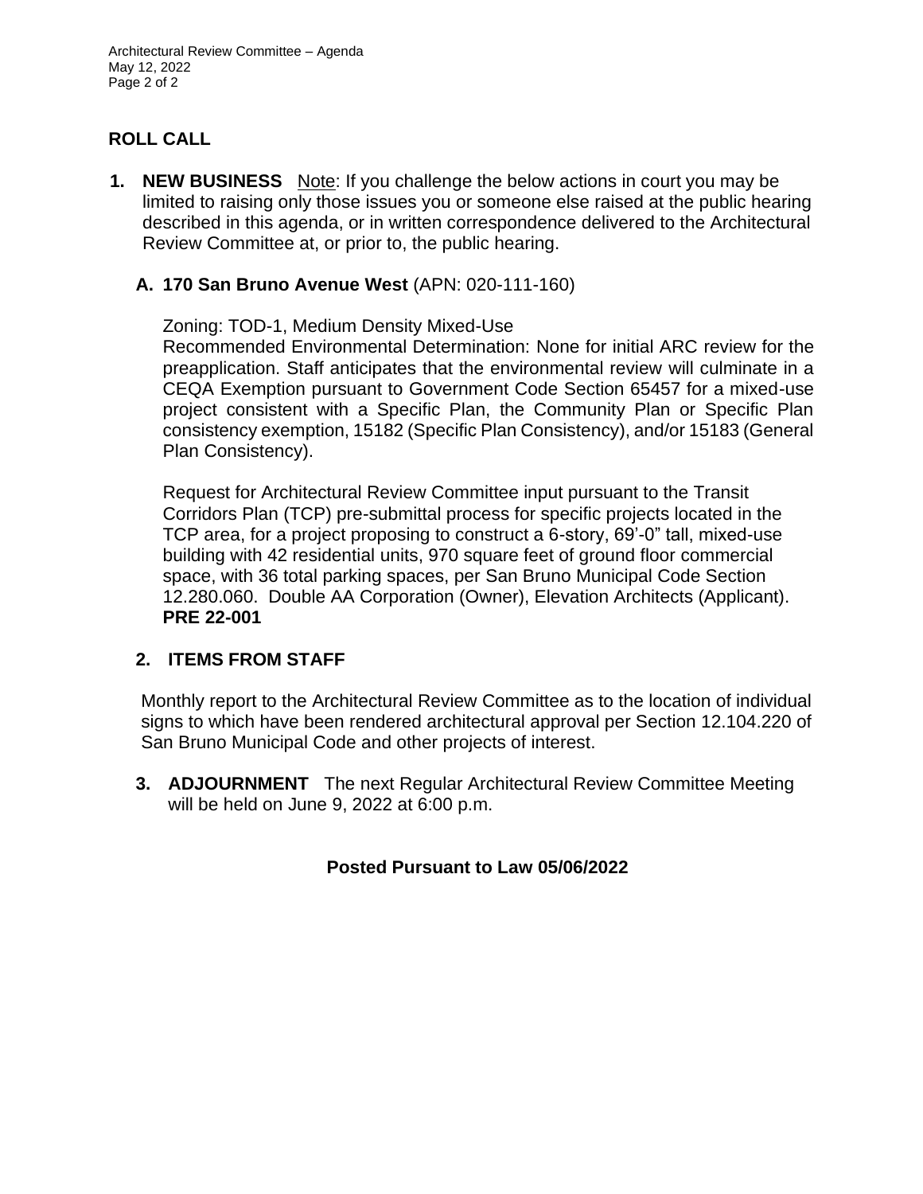## ROLL CALL

**1. NEW BUSINESS** Note: If you challenge the below actions in court you may be limited to raising only those issues you or someone else raised at the public hearing described in this agenda, or in written correspondence delivered to the Architectural Review Committee at, or prior to, the public hearing.

**A. 170 San Bruno Avenue West** (APN: 020-111-160)

Zoning: TOD-1, Medium Density Mixed-Use
Recommended Environmental Determination: None for initial ARC review for the preapplication. Staff anticipates that the environmental review will culminate in a CEQA Exemption pursuant to Government Code Section 65457 for a mixed-use project consistent with a Specific Plan, the Community Plan or Specific Plan consistency exemption, 15182 (Specific Plan Consistency), and/or 15183 (General Plan Consistency).

Request for Architectural Review Committee input pursuant to the Transit Corridors Plan (TCP) pre-submittal process for specific projects located in the TCP area, for a project proposing to construct a 6-story, 69'-0" tall, mixed-use building with 42 residential units, 970 square feet of ground floor commercial space, with 36 total parking spaces, per San Bruno Municipal Code Section 12.280.060. Double AA Corporation (Owner), Elevation Architects (Applicant). **PRE 22-001**

**2. ITEMS FROM STAFF**

Monthly report to the Architectural Review Committee as to the location of individual signs to which have been rendered architectural approval per Section 12.104.220 of San Bruno Municipal Code and other projects of interest.

**3. ADJOURNMENT** The next Regular Architectural Review Committee Meeting will be held on June 9, 2022 at 6:00 p.m.

**Posted Pursuant to Law 05/06/2022**